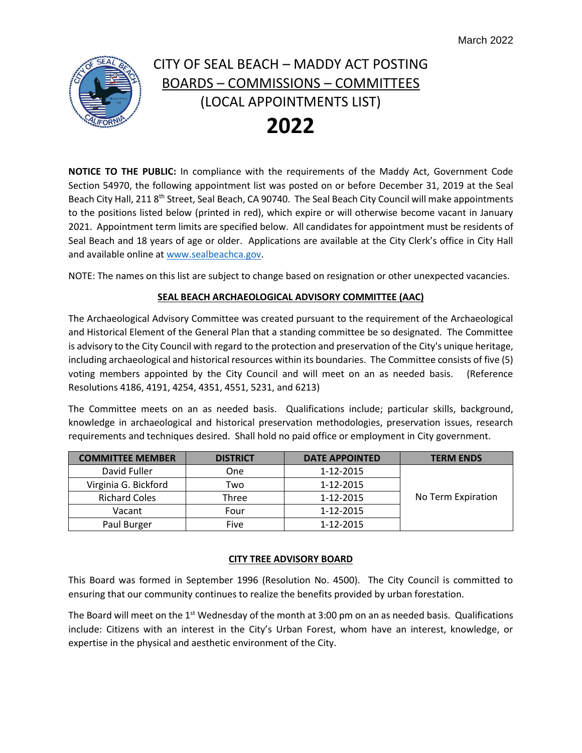March 2022

# CITY OF SEAL BEACH – MADDY ACT POSTING
## BOARDS – COMMISSIONS – COMMITTEES
## (LOCAL APPOINTMENTS LIST)
# 2022

**NOTICE TO THE PUBLIC:** In compliance with the requirements of the Maddy Act, Government Code Section 54970, the following appointment list was posted on or before December 31, 2019 at the Seal Beach City Hall, 211 8th Street, Seal Beach, CA 90740. The Seal Beach City Council will make appointments to the positions listed below (printed in red), which expire or will otherwise become vacant in January 2021. Appointment term limits are specified below. All candidates for appointment must be residents of Seal Beach and 18 years of age or older. Applications are available at the City Clerk's office in City Hall and available online at www.sealbeachca.gov.

NOTE: The names on this list are subject to change based on resignation or other unexpected vacancies.

### SEAL BEACH ARCHAEOLOGICAL ADVISORY COMMITTEE (AAC)

The Archaeological Advisory Committee was created pursuant to the requirement of the Archaeological and Historical Element of the General Plan that a standing committee be so designated. The Committee is advisory to the City Council with regard to the protection and preservation of the City's unique heritage, including archaeological and historical resources within its boundaries. The Committee consists of five (5) voting members appointed by the City Council and will meet on an as needed basis. (Reference Resolutions 4186, 4191, 4254, 4351, 4551, 5231, and 6213)

The Committee meets on an as needed basis. Qualifications include; particular skills, background, knowledge in archaeological and historical preservation methodologies, preservation issues, research requirements and techniques desired. Shall hold no paid office or employment in City government.

| COMMITTEE MEMBER | DISTRICT | DATE APPOINTED | TERM ENDS |
|---|---|---|---|
| David Fuller | One | 1-12-2015 | No Term Expiration |
| Virginia G. Bickford | Two | 1-12-2015 | |
| Richard Coles | Three | 1-12-2015 | |
| Vacant | Four | 1-12-2015 | |
| Paul Burger | Five | 1-12-2015 | |

### CITY TREE ADVISORY BOARD

This Board was formed in September 1996 (Resolution No. 4500). The City Council is committed to ensuring that our community continues to realize the benefits provided by urban forestation.

The Board will meet on the 1st Wednesday of the month at 3:00 pm on an as needed basis. Qualifications include: Citizens with an interest in the City's Urban Forest, whom have an interest, knowledge, or expertise in the physical and aesthetic environment of the City.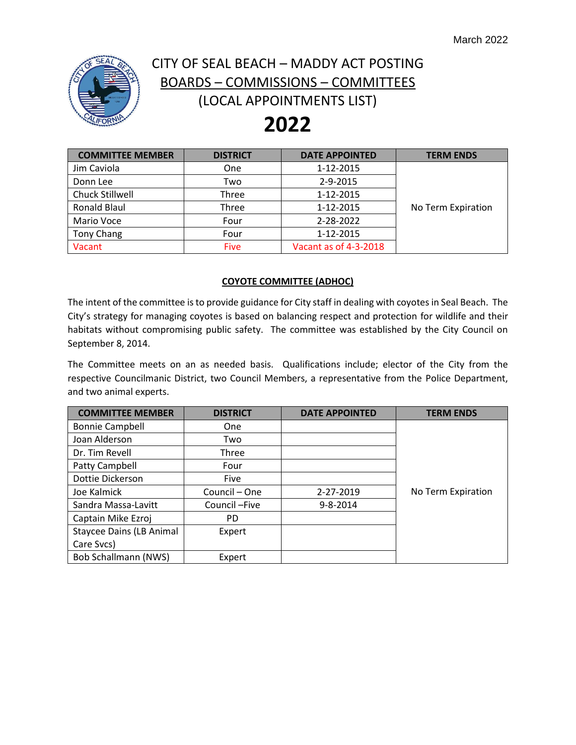March 2022

# CITY OF SEAL BEACH – MADDY ACT POSTING
## BOARDS – COMMISSIONS – COMMITTEES
## (LOCAL APPOINTMENTS LIST)
# 2022

| COMMITTEE MEMBER | DISTRICT | DATE APPOINTED | TERM ENDS |
|---|---|---|---|
| Jim Caviola | One | 1-12-2015 | No Term Expiration |
| Donn Lee | Two | 2-9-2015 | |
| Chuck Stillwell | Three | 1-12-2015 | |
| Ronald Blaul | Three | 1-12-2015 | |
| Mario Voce | Four | 2-28-2022 | |
| Tony Chang | Four | 1-12-2015 | |
| Vacant | Five | Vacant as of 4-3-2018 | |

### COYOTE COMMITTEE (ADHOC)

The intent of the committee is to provide guidance for City staff in dealing with coyotes in Seal Beach. The City's strategy for managing coyotes is based on balancing respect and protection for wildlife and their habitats without compromising public safety. The committee was established by the City Council on September 8, 2014.

The Committee meets on an as needed basis. Qualifications include; elector of the City from the respective Councilmanic District, two Council Members, a representative from the Police Department, and two animal experts.

| COMMITTEE MEMBER | DISTRICT | DATE APPOINTED | TERM ENDS |
|---|---|---|---|
| Bonnie Campbell | One | | No Term Expiration |
| Joan Alderson | Two | | |
| Dr. Tim Revell | Three | | |
| Patty Campbell | Four | | |
| Dottie Dickerson | Five | | |
| Joe Kalmick | Council – One | 2-27-2019 | |
| Sandra Massa-Lavitt | Council –Five | 9-8-2014 | |
| Captain Mike Ezroj | PD | | |
| Staycee Dains (LB Animal Care Svcs) | Expert | | |
| Bob Schallmann (NWS) | Expert | | |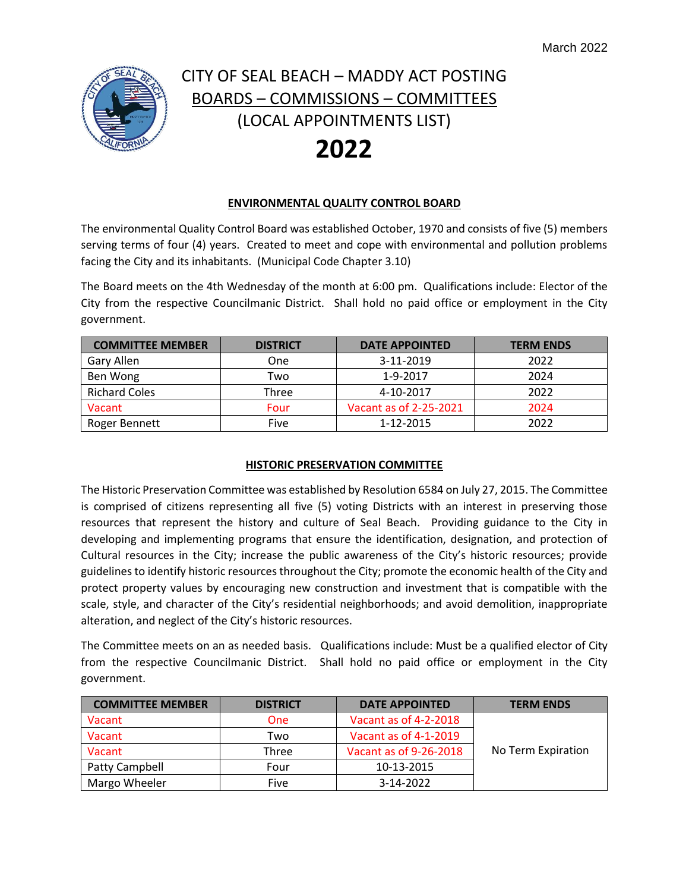March 2022

# CITY OF SEAL BEACH – MADDY ACT POSTING
## BOARDS – COMMISSIONS – COMMITTEES
## (LOCAL APPOINTMENTS LIST)
# 2022

### ENVIRONMENTAL QUALITY CONTROL BOARD

The environmental Quality Control Board was established October, 1970 and consists of five (5) members serving terms of four (4) years. Created to meet and cope with environmental and pollution problems facing the City and its inhabitants. (Municipal Code Chapter 3.10)

The Board meets on the 4th Wednesday of the month at 6:00 pm. Qualifications include: Elector of the City from the respective Councilmanic District. Shall hold no paid office or employment in the City government.

| COMMITTEE MEMBER | DISTRICT | DATE APPOINTED | TERM ENDS |
|---|---|---|---|
| Gary Allen | One | 3-11-2019 | 2022 |
| Ben Wong | Two | 1-9-2017 | 2024 |
| Richard Coles | Three | 4-10-2017 | 2022 |
| Vacant | Four | Vacant as of 2-25-2021 | 2024 |
| Roger Bennett | Five | 1-12-2015 | 2022 |

### HISTORIC PRESERVATION COMMITTEE

The Historic Preservation Committee was established by Resolution 6584 on July 27, 2015. The Committee is comprised of citizens representing all five (5) voting Districts with an interest in preserving those resources that represent the history and culture of Seal Beach. Providing guidance to the City in developing and implementing programs that ensure the identification, designation, and protection of Cultural resources in the City; increase the public awareness of the City's historic resources; provide guidelines to identify historic resources throughout the City; promote the economic health of the City and protect property values by encouraging new construction and investment that is compatible with the scale, style, and character of the City's residential neighborhoods; and avoid demolition, inappropriate alteration, and neglect of the City's historic resources.

The Committee meets on an as needed basis. Qualifications include: Must be a qualified elector of City from the respective Councilmanic District. Shall hold no paid office or employment in the City government.

| COMMITTEE MEMBER | DISTRICT | DATE APPOINTED | TERM ENDS |
|---|---|---|---|
| Vacant | One | Vacant as of 4-2-2018 | No Term Expiration |
| Vacant | Two | Vacant as of 4-1-2019 | |
| Vacant | Three | Vacant as of 9-26-2018 | |
| Patty Campbell | Four | 10-13-2015 | |
| Margo Wheeler | Five | 3-14-2022 | |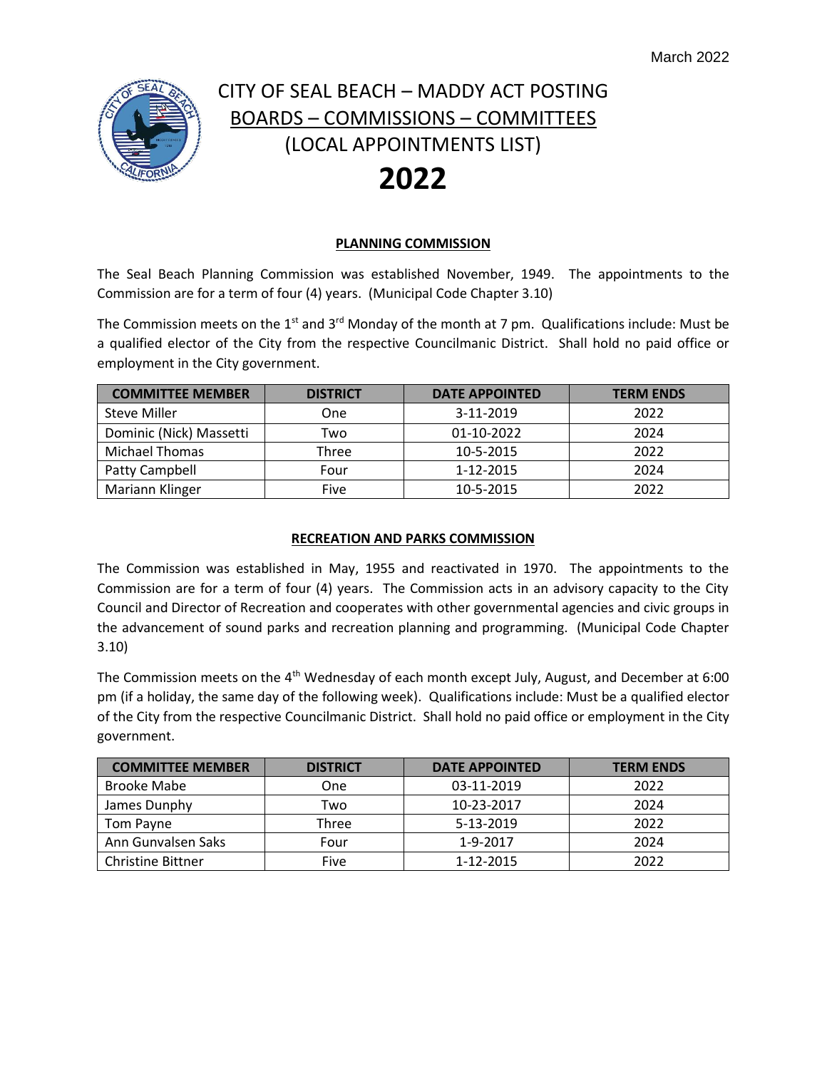March 2022

# CITY OF SEAL BEACH – MADDY ACT POSTING
## BOARDS – COMMISSIONS – COMMITTEES
## (LOCAL APPOINTMENTS LIST)
# 2022

### PLANNING COMMISSION

The Seal Beach Planning Commission was established November, 1949. The appointments to the Commission are for a term of four (4) years. (Municipal Code Chapter 3.10)

The Commission meets on the 1st and 3rd Monday of the month at 7 pm. Qualifications include: Must be a qualified elector of the City from the respective Councilmanic District. Shall hold no paid office or employment in the City government.

| COMMITTEE MEMBER | DISTRICT | DATE APPOINTED | TERM ENDS |
|---|---|---|---|
| Steve Miller | One | 3-11-2019 | 2022 |
| Dominic (Nick) Massetti | Two | 01-10-2022 | 2024 |
| Michael Thomas | Three | 10-5-2015 | 2022 |
| Patty Campbell | Four | 1-12-2015 | 2024 |
| Mariann Klinger | Five | 10-5-2015 | 2022 |

### RECREATION AND PARKS COMMISSION

The Commission was established in May, 1955 and reactivated in 1970. The appointments to the Commission are for a term of four (4) years. The Commission acts in an advisory capacity to the City Council and Director of Recreation and cooperates with other governmental agencies and civic groups in the advancement of sound parks and recreation planning and programming. (Municipal Code Chapter 3.10)

The Commission meets on the 4th Wednesday of each month except July, August, and December at 6:00 pm (if a holiday, the same day of the following week). Qualifications include: Must be a qualified elector of the City from the respective Councilmanic District. Shall hold no paid office or employment in the City government.

| COMMITTEE MEMBER | DISTRICT | DATE APPOINTED | TERM ENDS |
|---|---|---|---|
| Brooke Mabe | One | 03-11-2019 | 2022 |
| James Dunphy | Two | 10-23-2017 | 2024 |
| Tom Payne | Three | 5-13-2019 | 2022 |
| Ann Gunvalsen Saks | Four | 1-9-2017 | 2024 |
| Christine Bittner | Five | 1-12-2015 | 2022 |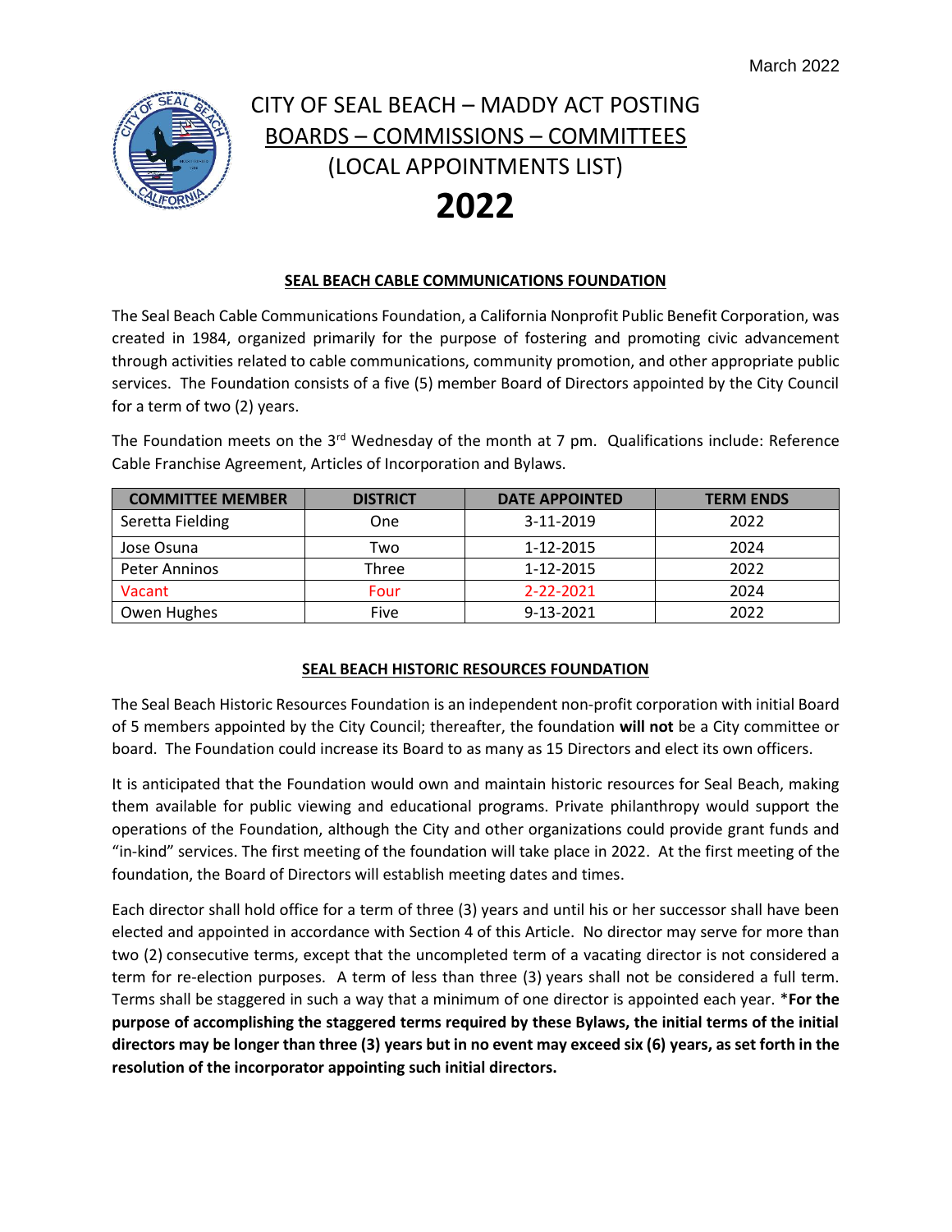March 2022

# CITY OF SEAL BEACH – MADDY ACT POSTING

## BOARDS – COMMISSIONS – COMMITTEES

## (LOCAL APPOINTMENTS LIST)

# 2022

### SEAL BEACH CABLE COMMUNICATIONS FOUNDATION

The Seal Beach Cable Communications Foundation, a California Nonprofit Public Benefit Corporation, was created in 1984, organized primarily for the purpose of fostering and promoting civic advancement through activities related to cable communications, community promotion, and other appropriate public services. The Foundation consists of a five (5) member Board of Directors appointed by the City Council for a term of two (2) years.

The Foundation meets on the 3rd Wednesday of the month at 7 pm. Qualifications include: Reference Cable Franchise Agreement, Articles of Incorporation and Bylaws.

| COMMITTEE MEMBER | DISTRICT | DATE APPOINTED | TERM ENDS |
|---|---|---|---|
| Seretta Fielding | One | 3-11-2019 | 2022 |
| Jose Osuna | Two | 1-12-2015 | 2024 |
| Peter Anninos | Three | 1-12-2015 | 2022 |
| Vacant | Four | 2-22-2021 | 2024 |
| Owen Hughes | Five | 9-13-2021 | 2022 |

### SEAL BEACH HISTORIC RESOURCES FOUNDATION

The Seal Beach Historic Resources Foundation is an independent non-profit corporation with initial Board of 5 members appointed by the City Council; thereafter, the foundation **will not** be a City committee or board. The Foundation could increase its Board to as many as 15 Directors and elect its own officers.

It is anticipated that the Foundation would own and maintain historic resources for Seal Beach, making them available for public viewing and educational programs. Private philanthropy would support the operations of the Foundation, although the City and other organizations could provide grant funds and "in-kind" services. The first meeting of the foundation will take place in 2022. At the first meeting of the foundation, the Board of Directors will establish meeting dates and times.

Each director shall hold office for a term of three (3) years and until his or her successor shall have been elected and appointed in accordance with Section 4 of this Article. No director may serve for more than two (2) consecutive terms, except that the uncompleted term of a vacating director is not considered a term for re-election purposes. A term of less than three (3) years shall not be considered a full term. Terms shall be staggered in such a way that a minimum of one director is appointed each year. ***For the purpose of accomplishing the staggered terms required by these Bylaws, the initial terms of the initial directors may be longer than three (3) years but in no event may exceed six (6) years, as set forth in the resolution of the incorporator appointing such initial directors.**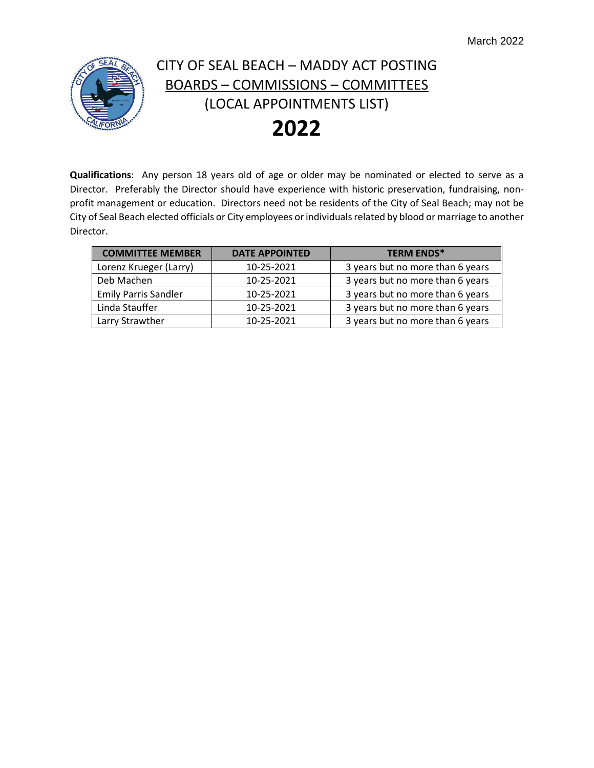March 2022

# CITY OF SEAL BEACH – MADDY ACT POSTING

## BOARDS – COMMISSIONS – COMMITTEES

## (LOCAL APPOINTMENTS LIST)

# 2022

**Qualifications**: Any person 18 years old of age or older may be nominated or elected to serve as a Director. Preferably the Director should have experience with historic preservation, fundraising, non-profit management or education. Directors need not be residents of the City of Seal Beach; may not be City of Seal Beach elected officials or City employees or individuals related by blood or marriage to another Director.

| COMMITTEE MEMBER | DATE APPOINTED | TERM ENDS* |
|---|---|---|
| Lorenz Krueger (Larry) | 10-25-2021 | 3 years but no more than 6 years |
| Deb Machen | 10-25-2021 | 3 years but no more than 6 years |
| Emily Parris Sandler | 10-25-2021 | 3 years but no more than 6 years |
| Linda Stauffer | 10-25-2021 | 3 years but no more than 6 years |
| Larry Strawther | 10-25-2021 | 3 years but no more than 6 years |